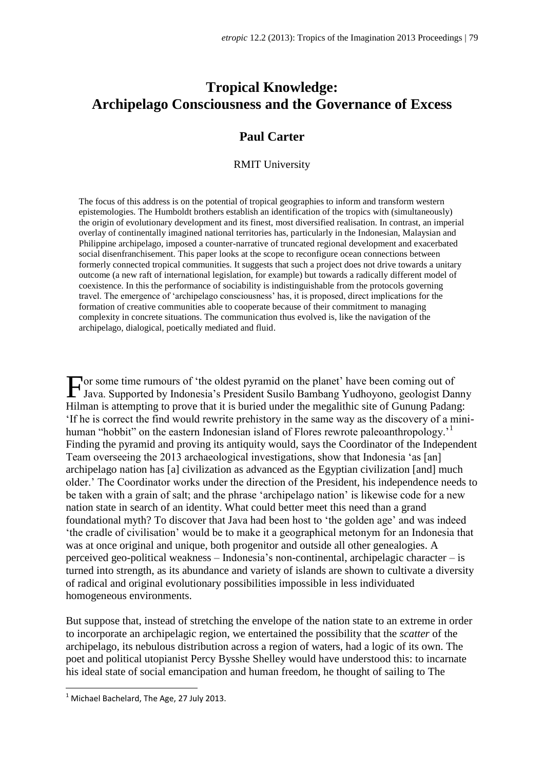# Tropical Knowledge: Archipelago Consciousness and the Governance of Excess

## Paul Carter

RMIT University

The focus of this address is on the potential of tropical geographies to inform and transform western epistemologies. The Humboldt brothers establish an identification of the tropics with (simultaneously) the origin of evolutionary development and its finest, most diversified realisation. In contrast, an imperial overlay of continentally imagined national territories has, particularly in the Indonesian, Malaysian and Philippine archipelago, imposed a counter-narrative of truncated regional development and exacerbated social disenfranchisement. This paper looks at the scope to reconfigure ocean connections between formerly connected tropical communities. It suggests that such a project does not drive towards a unitary outcome (a new raft of international legislation, for example) but towards a radically different model of coexistence. In this the performance of sociability is indistinguishable from the protocols governing travel. The emergence of 'archipelago consciousness' has, it is proposed, direct implications for the formation of creative communities able to cooperate because of their commitment to managing complexity in concrete situations. The communication thus evolved is, like the navigation of the archipelago, dialogical, poetically mediated and fluid.

For some time rumours of 'the oldest pyramid on the planet' have been coming out of Java. Supported by Indonesia's President Susilo Bambang Yudhoyono, geologist Danny Hilman is attempting to prove that it is buried under the megalithic site of Gunung Padang: 'If he is correct the find would rewrite prehistory in the same way as the discovery of a mini-human "hobbit" on the eastern Indonesian island of Flores rewrote paleoanthropology.'[1] Finding the pyramid and proving its antiquity would, says the Coordinator of the Independent Team overseeing the 2013 archaeological investigations, show that Indonesia 'as [an] archipelago nation has [a] civilization as advanced as the Egyptian civilization [and] much older.' The Coordinator works under the direction of the President, his independence needs to be taken with a grain of salt; and the phrase 'archipelago nation' is likewise code for a new nation state in search of an identity. What could better meet this need than a grand foundational myth? To discover that Java had been host to 'the golden age' and was indeed 'the cradle of civilisation' would be to make it a geographical metonym for an Indonesia that was at once original and unique, both progenitor and outside all other genealogies. A perceived geo-political weakness – Indonesia's non-continental, archipelagic character – is turned into strength, as its abundance and variety of islands are shown to cultivate a diversity of radical and original evolutionary possibilities impossible in less individuated homogeneous environments.

But suppose that, instead of stretching the envelope of the nation state to an extreme in order to incorporate an archipelagic region, we entertained the possibility that the *scatter* of the archipelago, its nebulous distribution across a region of waters, had a logic of its own. The poet and political utopianist Percy Bysshe Shelley would have understood this: to incarnate his ideal state of social emancipation and human freedom, he thought of sailing to The

[1] Michael Bachelard, The Age, 27 July 2013.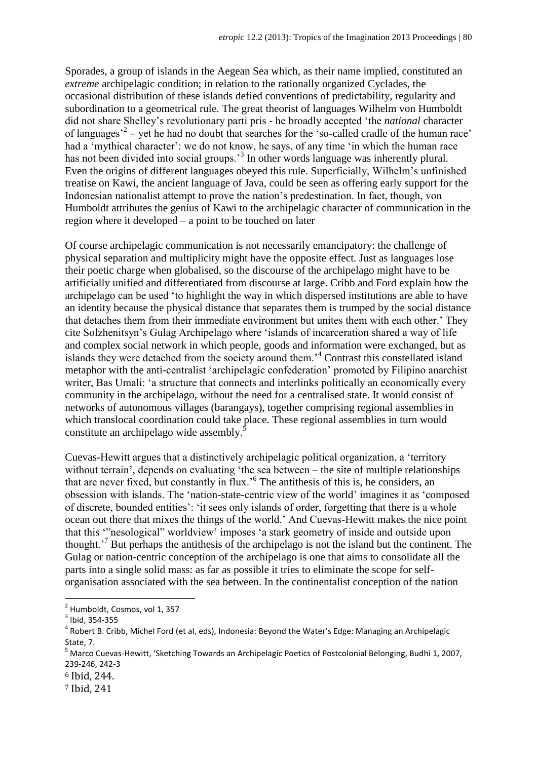Sporades, a group of islands in the Aegean Sea which, as their name implied, constituted an *extreme* archipelagic condition; in relation to the rationally organized Cyclades, the occasional distribution of these islands defied conventions of predictability, regularity and subordination to a geometrical rule. The great theorist of languages Wilhelm von Humboldt did not share Shelley's revolutionary parti pris - he broadly accepted 'the *national* character of languages'[2] – yet he had no doubt that searches for the 'so-called cradle of the human race' had a 'mythical character': we do not know, he says, of any time 'in which the human race has not been divided into social groups.'[3] In other words language was inherently plural. Even the origins of different languages obeyed this rule. Superficially, Wilhelm's unfinished treatise on Kawi, the ancient language of Java, could be seen as offering early support for the Indonesian nationalist attempt to prove the nation's predestination. In fact, though, von Humboldt attributes the genius of Kawi to the archipelagic character of communication in the region where it developed – a point to be touched on later

Of course archipelagic communication is not necessarily emancipatory: the challenge of physical separation and multiplicity might have the opposite effect. Just as languages lose their poetic charge when globalised, so the discourse of the archipelago might have to be artificially unified and differentiated from discourse at large. Cribb and Ford explain how the archipelago can be used 'to highlight the way in which dispersed institutions are able to have an identity because the physical distance that separates them is trumped by the social distance that detaches them from their immediate environment but unites them with each other.' They cite Solzhenitsyn's Gulag Archipelago where 'islands of incarceration shared a way of life and complex social network in which people, goods and information were exchanged, but as islands they were detached from the society around them.'[4] Contrast this constellated island metaphor with the anti-centralist 'archipelagic confederation' promoted by Filipino anarchist writer, Bas Umali: 'a structure that connects and interlinks politically an economically every community in the archipelago, without the need for a centralised state. It would consist of networks of autonomous villages (barangays), together comprising regional assemblies in which translocal coordination could take place. These regional assemblies in turn would constitute an archipelago wide assembly.[5]

Cuevas-Hewitt argues that a distinctively archipelagic political organization, a 'territory without terrain', depends on evaluating 'the sea between – the site of multiple relationships that are never fixed, but constantly in flux.'[6] The antithesis of this is, he considers, an obsession with islands. The 'nation-state-centric view of the world' imagines it as 'composed of discrete, bounded entities': 'it sees only islands of order, forgetting that there is a whole ocean out there that mixes the things of the world.' And Cuevas-Hewitt makes the nice point that this '"nesological" worldview' imposes 'a stark geometry of inside and outside upon thought.'[7] But perhaps the antithesis of the archipelago is not the island but the continent. The Gulag or nation-centric conception of the archipelago is one that aims to consolidate all the parts into a single solid mass: as far as possible it tries to eliminate the scope for self-organisation associated with the sea between. In the continentalist conception of the nation

---

[2] Humboldt, Cosmos, vol 1, 357

[3] Ibid, 354-355

[4] Robert B. Cribb, Michel Ford (et al, eds), Indonesia: Beyond the Water's Edge: Managing an Archipelagic State, 7.

[5] Marco Cuevas-Hewitt, 'Sketching Towards an Archipelagic Poetics of Postcolonial Belonging, Budhi 1, 2007, 239-246, 242-3

[6] Ibid, 244.

[7] Ibid, 241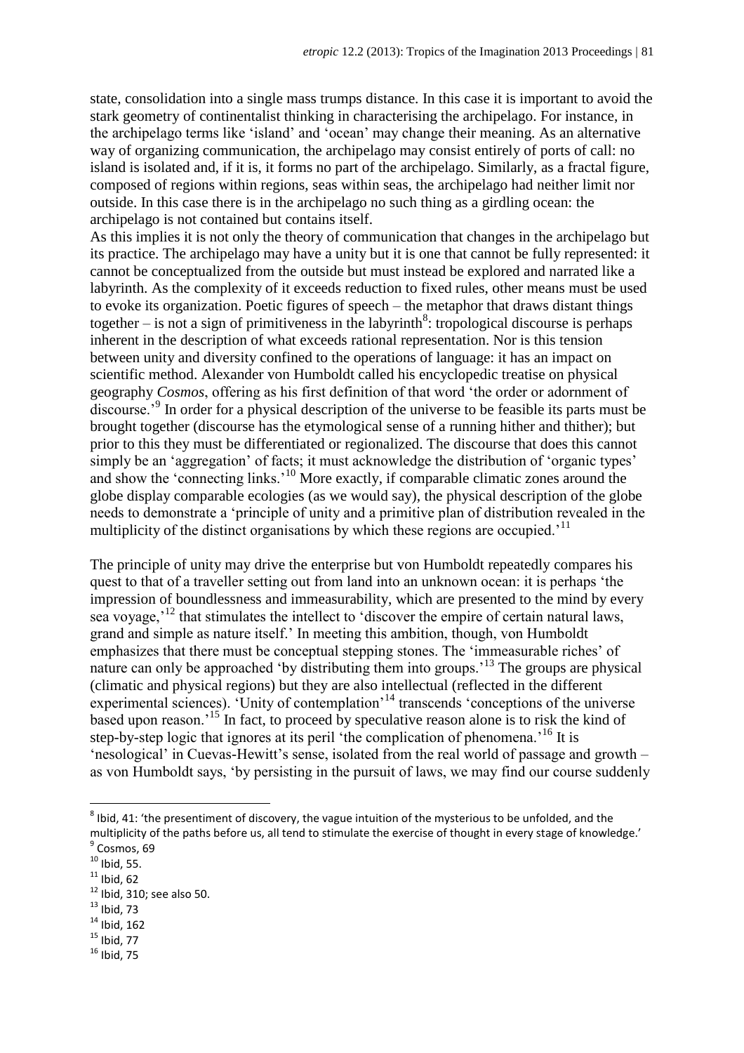state, consolidation into a single mass trumps distance. In this case it is important to avoid the stark geometry of continentalist thinking in characterising the archipelago. For instance, in the archipelago terms like 'island' and 'ocean' may change their meaning. As an alternative way of organizing communication, the archipelago may consist entirely of ports of call: no island is isolated and, if it is, it forms no part of the archipelago. Similarly, as a fractal figure, composed of regions within regions, seas within seas, the archipelago had neither limit nor outside. In this case there is in the archipelago no such thing as a girdling ocean: the archipelago is not contained but contains itself.

As this implies it is not only the theory of communication that changes in the archipelago but its practice. The archipelago may have a unity but it is one that cannot be fully represented: it cannot be conceptualized from the outside but must instead be explored and narrated like a labyrinth. As the complexity of it exceeds reduction to fixed rules, other means must be used to evoke its organization. Poetic figures of speech – the metaphor that draws distant things together – is not a sign of primitiveness in the labyrinth[8]: tropological discourse is perhaps inherent in the description of what exceeds rational representation. Nor is this tension between unity and diversity confined to the operations of language: it has an impact on scientific method. Alexander von Humboldt called his encyclopedic treatise on physical geography *Cosmos*, offering as his first definition of that word 'the order or adornment of discourse.'[9] In order for a physical description of the universe to be feasible its parts must be brought together (discourse has the etymological sense of a running hither and thither); but prior to this they must be differentiated or regionalized. The discourse that does this cannot simply be an 'aggregation' of facts; it must acknowledge the distribution of 'organic types' and show the 'connecting links.'[10] More exactly, if comparable climatic zones around the globe display comparable ecologies (as we would say), the physical description of the globe needs to demonstrate a 'principle of unity and a primitive plan of distribution revealed in the multiplicity of the distinct organisations by which these regions are occupied.'[11]

The principle of unity may drive the enterprise but von Humboldt repeatedly compares his quest to that of a traveller setting out from land into an unknown ocean: it is perhaps 'the impression of boundlessness and immeasurability, which are presented to the mind by every sea voyage,'[12] that stimulates the intellect to 'discover the empire of certain natural laws, grand and simple as nature itself.' In meeting this ambition, though, von Humboldt emphasizes that there must be conceptual stepping stones. The 'immeasurable riches' of nature can only be approached 'by distributing them into groups.'[13] The groups are physical (climatic and physical regions) but they are also intellectual (reflected in the different experimental sciences). 'Unity of contemplation'[14] transcends 'conceptions of the universe based upon reason.'[15] In fact, to proceed by speculative reason alone is to risk the kind of step-by-step logic that ignores at its peril 'the complication of phenomena.'[16] It is 'nesological' in Cuevas-Hewitt's sense, isolated from the real world of passage and growth – as von Humboldt says, 'by persisting in the pursuit of laws, we may find our course suddenly

---

[8] Ibid, 41: 'the presentiment of discovery, the vague intuition of the mysterious to be unfolded, and the multiplicity of the paths before us, all tend to stimulate the exercise of thought in every stage of knowledge.'

[9] Cosmos, 69

[10] Ibid, 55.

[11] Ibid, 62

[12] Ibid, 310; see also 50.

[13] Ibid, 73

[14] Ibid, 162

[15] Ibid, 77

[16] Ibid, 75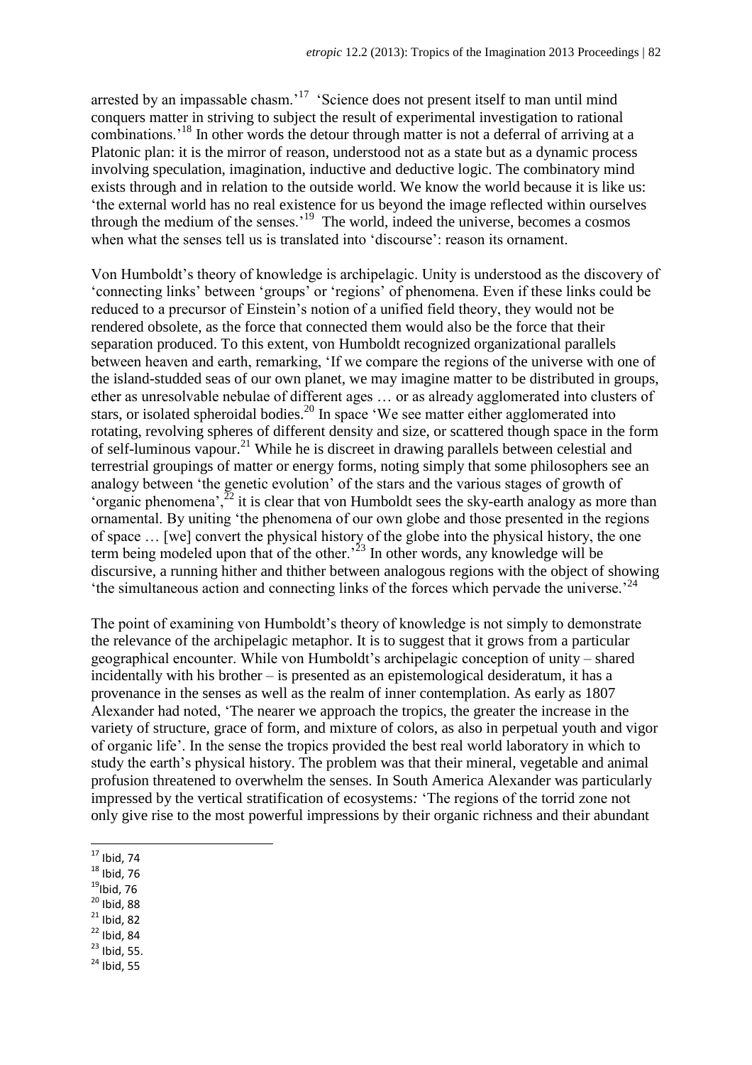arrested by an impassable chasm.'[17] 'Science does not present itself to man until mind conquers matter in striving to subject the result of experimental investigation to rational combinations.'[18] In other words the detour through matter is not a deferral of arriving at a Platonic plan: it is the mirror of reason, understood not as a state but as a dynamic process involving speculation, imagination, inductive and deductive logic. The combinatory mind exists through and in relation to the outside world. We know the world because it is like us: 'the external world has no real existence for us beyond the image reflected within ourselves through the medium of the senses.'[19] The world, indeed the universe, becomes a cosmos when what the senses tell us is translated into 'discourse': reason its ornament.

Von Humboldt's theory of knowledge is archipelagic. Unity is understood as the discovery of 'connecting links' between 'groups' or 'regions' of phenomena. Even if these links could be reduced to a precursor of Einstein's notion of a unified field theory, they would not be rendered obsolete, as the force that connected them would also be the force that their separation produced. To this extent, von Humboldt recognized organizational parallels between heaven and earth, remarking, 'If we compare the regions of the universe with one of the island-studded seas of our own planet, we may imagine matter to be distributed in groups, ether as unresolvable nebulae of different ages … or as already agglomerated into clusters of stars, or isolated spheroidal bodies.[20] In space 'We see matter either agglomerated into rotating, revolving spheres of different density and size, or scattered though space in the form of self-luminous vapour.[21] While he is discreet in drawing parallels between celestial and terrestrial groupings of matter or energy forms, noting simply that some philosophers see an analogy between 'the genetic evolution' of the stars and the various stages of growth of 'organic phenomena',[22] it is clear that von Humboldt sees the sky-earth analogy as more than ornamental. By uniting 'the phenomena of our own globe and those presented in the regions of space … [we] convert the physical history of the globe into the physical history, the one term being modeled upon that of the other.'[23] In other words, any knowledge will be discursive, a running hither and thither between analogous regions with the object of showing 'the simultaneous action and connecting links of the forces which pervade the universe.'[24]

The point of examining von Humboldt's theory of knowledge is not simply to demonstrate the relevance of the archipelagic metaphor. It is to suggest that it grows from a particular geographical encounter. While von Humboldt's archipelagic conception of unity – shared incidentally with his brother – is presented as an epistemological desideratum, it has a provenance in the senses as well as the realm of inner contemplation. As early as 1807 Alexander had noted, 'The nearer we approach the tropics, the greater the increase in the variety of structure, grace of form, and mixture of colors, as also in perpetual youth and vigor of organic life'. In the sense the tropics provided the best real world laboratory in which to study the earth's physical history. The problem was that their mineral, vegetable and animal profusion threatened to overwhelm the senses. In South America Alexander was particularly impressed by the vertical stratification of ecosystems*:* 'The regions of the torrid zone not only give rise to the most powerful impressions by their organic richness and their abundant

[17] Ibid, 74
[18] Ibid, 76
[19] Ibid, 76
[20] Ibid, 88
[21] Ibid, 82
[22] Ibid, 84
[23] Ibid, 55.
[24] Ibid, 55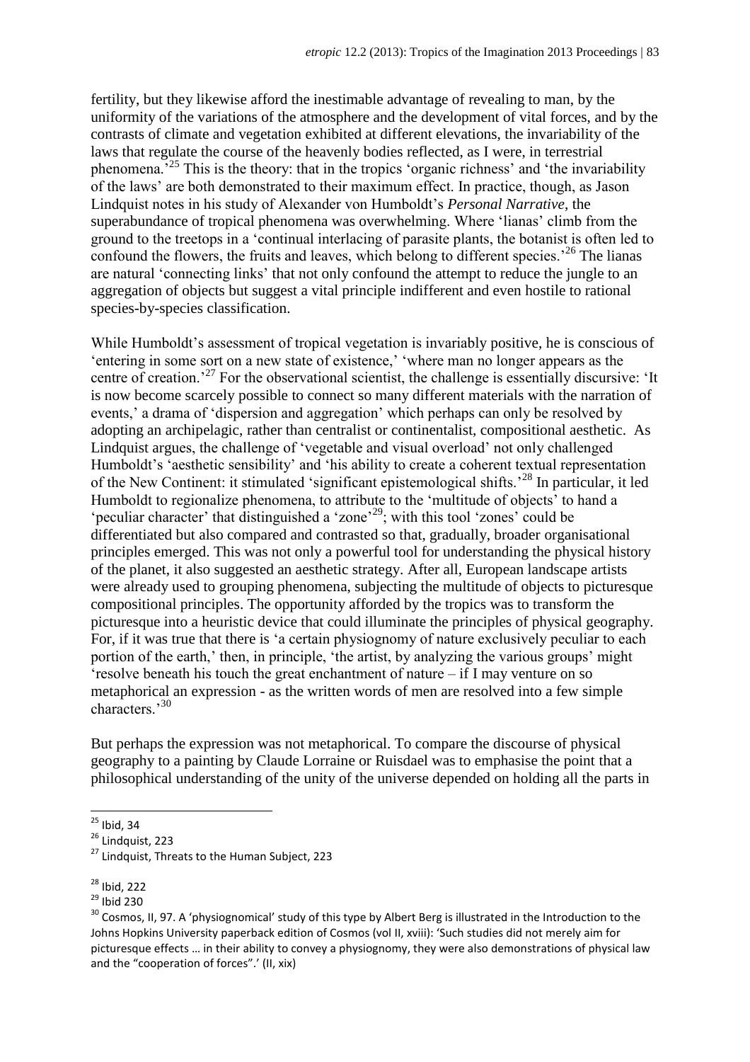fertility, but they likewise afford the inestimable advantage of revealing to man, by the uniformity of the variations of the atmosphere and the development of vital forces, and by the contrasts of climate and vegetation exhibited at different elevations, the invariability of the laws that regulate the course of the heavenly bodies reflected, as I were, in terrestrial phenomena.'[25] This is the theory: that in the tropics 'organic richness' and 'the invariability of the laws' are both demonstrated to their maximum effect. In practice, though, as Jason Lindquist notes in his study of Alexander von Humboldt's *Personal Narrative*, the superabundance of tropical phenomena was overwhelming. Where 'lianas' climb from the ground to the treetops in a 'continual interlacing of parasite plants, the botanist is often led to confound the flowers, the fruits and leaves, which belong to different species.'[26] The lianas are natural 'connecting links' that not only confound the attempt to reduce the jungle to an aggregation of objects but suggest a vital principle indifferent and even hostile to rational species-by-species classification.

While Humboldt's assessment of tropical vegetation is invariably positive, he is conscious of 'entering in some sort on a new state of existence,' 'where man no longer appears as the centre of creation.'[27] For the observational scientist, the challenge is essentially discursive: 'It is now become scarcely possible to connect so many different materials with the narration of events,' a drama of 'dispersion and aggregation' which perhaps can only be resolved by adopting an archipelagic, rather than centralist or continentalist, compositional aesthetic. As Lindquist argues, the challenge of 'vegetable and visual overload' not only challenged Humboldt's 'aesthetic sensibility' and 'his ability to create a coherent textual representation of the New Continent: it stimulated 'significant epistemological shifts.'[28] In particular, it led Humboldt to regionalize phenomena, to attribute to the 'multitude of objects' to hand a 'peculiar character' that distinguished a 'zone'[29]; with this tool 'zones' could be differentiated but also compared and contrasted so that, gradually, broader organisational principles emerged. This was not only a powerful tool for understanding the physical history of the planet, it also suggested an aesthetic strategy. After all, European landscape artists were already used to grouping phenomena, subjecting the multitude of objects to picturesque compositional principles. The opportunity afforded by the tropics was to transform the picturesque into a heuristic device that could illuminate the principles of physical geography. For, if it was true that there is 'a certain physiognomy of nature exclusively peculiar to each portion of the earth,' then, in principle, 'the artist, by analyzing the various groups' might 'resolve beneath his touch the great enchantment of nature – if I may venture on so metaphorical an expression - as the written words of men are resolved into a few simple characters.'[30]

But perhaps the expression was not metaphorical. To compare the discourse of physical geography to a painting by Claude Lorraine or Ruisdael was to emphasise the point that a philosophical understanding of the unity of the universe depended on holding all the parts in

---

[25] Ibid, 34

[26] Lindquist, 223

[27] Lindquist, Threats to the Human Subject, 223

[28] Ibid, 222

[29] Ibid 230

[30] Cosmos, II, 97. A 'physiognomical' study of this type by Albert Berg is illustrated in the Introduction to the Johns Hopkins University paperback edition of Cosmos (vol II, xviii): 'Such studies did not merely aim for picturesque effects … in their ability to convey a physiognomy, they were also demonstrations of physical law and the "cooperation of forces".' (II, xix)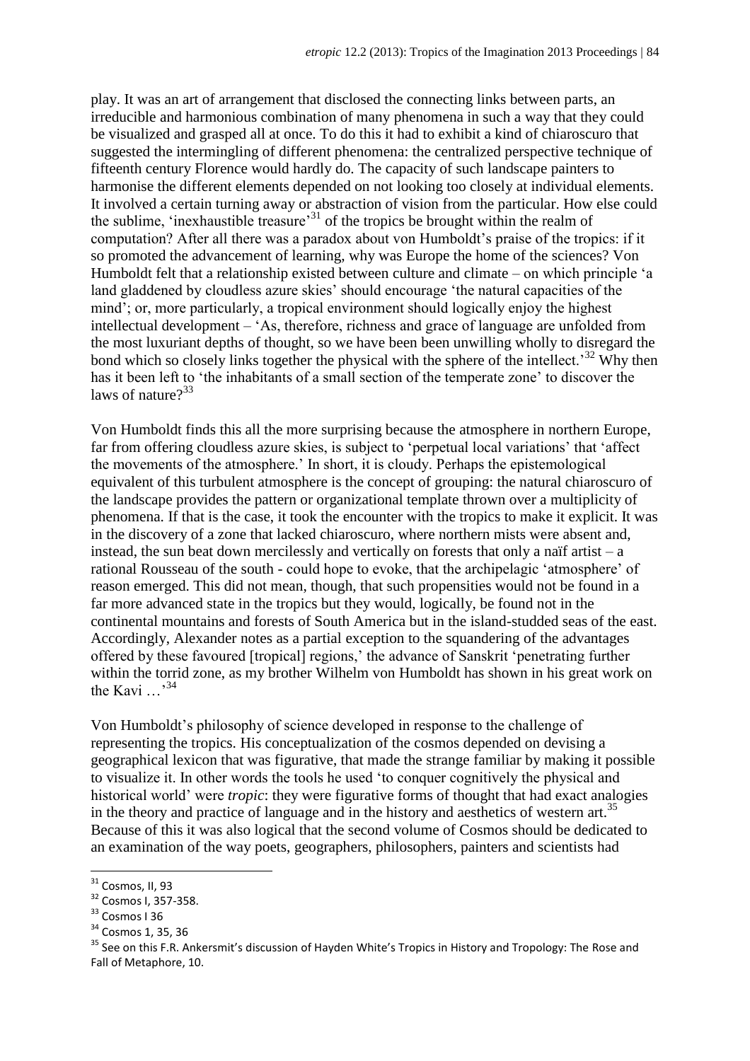play. It was an art of arrangement that disclosed the connecting links between parts, an irreducible and harmonious combination of many phenomena in such a way that they could be visualized and grasped all at once. To do this it had to exhibit a kind of chiaroscuro that suggested the intermingling of different phenomena: the centralized perspective technique of fifteenth century Florence would hardly do. The capacity of such landscape painters to harmonise the different elements depended on not looking too closely at individual elements. It involved a certain turning away or abstraction of vision from the particular. How else could the sublime, 'inexhaustible treasure'[31] of the tropics be brought within the realm of computation? After all there was a paradox about von Humboldt's praise of the tropics: if it so promoted the advancement of learning, why was Europe the home of the sciences? Von Humboldt felt that a relationship existed between culture and climate – on which principle 'a land gladdened by cloudless azure skies' should encourage 'the natural capacities of the mind'; or, more particularly, a tropical environment should logically enjoy the highest intellectual development – 'As, therefore, richness and grace of language are unfolded from the most luxuriant depths of thought, so we have been been unwilling wholly to disregard the bond which so closely links together the physical with the sphere of the intellect.'[32] Why then has it been left to 'the inhabitants of a small section of the temperate zone' to discover the laws of nature?[33]

Von Humboldt finds this all the more surprising because the atmosphere in northern Europe, far from offering cloudless azure skies, is subject to 'perpetual local variations' that 'affect the movements of the atmosphere.' In short, it is cloudy. Perhaps the epistemological equivalent of this turbulent atmosphere is the concept of grouping: the natural chiaroscuro of the landscape provides the pattern or organizational template thrown over a multiplicity of phenomena. If that is the case, it took the encounter with the tropics to make it explicit. It was in the discovery of a zone that lacked chiaroscuro, where northern mists were absent and, instead, the sun beat down mercilessly and vertically on forests that only a naïf artist – a rational Rousseau of the south - could hope to evoke, that the archipelagic 'atmosphere' of reason emerged. This did not mean, though, that such propensities would not be found in a far more advanced state in the tropics but they would, logically, be found not in the continental mountains and forests of South America but in the island-studded seas of the east. Accordingly, Alexander notes as a partial exception to the squandering of the advantages offered by these favoured [tropical] regions,' the advance of Sanskrit 'penetrating further within the torrid zone, as my brother Wilhelm von Humboldt has shown in his great work on the Kavi …'[34]

Von Humboldt's philosophy of science developed in response to the challenge of representing the tropics. His conceptualization of the cosmos depended on devising a geographical lexicon that was figurative, that made the strange familiar by making it possible to visualize it. In other words the tools he used 'to conquer cognitively the physical and historical world' were *tropic*: they were figurative forms of thought that had exact analogies in the theory and practice of language and in the history and aesthetics of western art.[35] Because of this it was also logical that the second volume of Cosmos should be dedicated to an examination of the way poets, geographers, philosophers, painters and scientists had

---

[31] Cosmos, II, 93

[32] Cosmos I, 357-358.

[33] Cosmos I 36

[34] Cosmos 1, 35, 36

[35] See on this F.R. Ankersmit's discussion of Hayden White's Tropics in History and Tropology: The Rose and Fall of Metaphore, 10.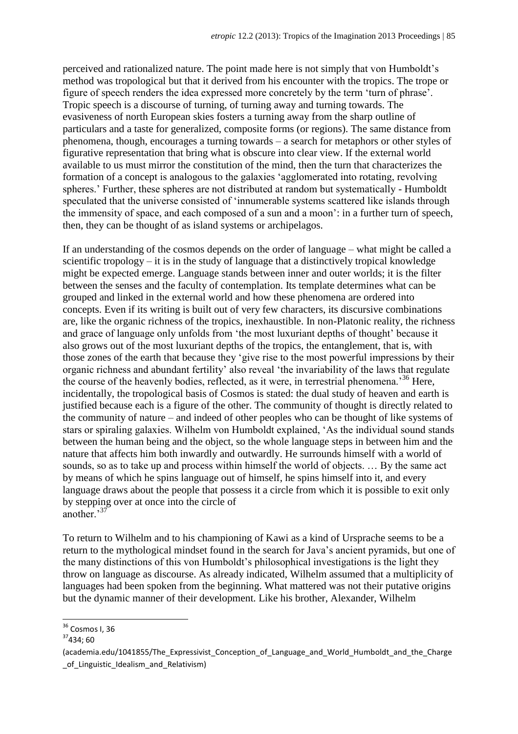perceived and rationalized nature. The point made here is not simply that von Humboldt's method was tropological but that it derived from his encounter with the tropics. The trope or figure of speech renders the idea expressed more concretely by the term 'turn of phrase'. Tropic speech is a discourse of turning, of turning away and turning towards. The evasiveness of north European skies fosters a turning away from the sharp outline of particulars and a taste for generalized, composite forms (or regions). The same distance from phenomena, though, encourages a turning towards – a search for metaphors or other styles of figurative representation that bring what is obscure into clear view. If the external world available to us must mirror the constitution of the mind, then the turn that characterizes the formation of a concept is analogous to the galaxies 'agglomerated into rotating, revolving spheres.' Further, these spheres are not distributed at random but systematically - Humboldt speculated that the universe consisted of 'innumerable systems scattered like islands through the immensity of space, and each composed of a sun and a moon': in a further turn of speech, then, they can be thought of as island systems or archipelagos.

If an understanding of the cosmos depends on the order of language – what might be called a scientific tropology – it is in the study of language that a distinctively tropical knowledge might be expected emerge. Language stands between inner and outer worlds; it is the filter between the senses and the faculty of contemplation. Its template determines what can be grouped and linked in the external world and how these phenomena are ordered into concepts. Even if its writing is built out of very few characters, its discursive combinations are, like the organic richness of the tropics, inexhaustible. In non-Platonic reality, the richness and grace of language only unfolds from 'the most luxuriant depths of thought' because it also grows out of the most luxuriant depths of the tropics, the entanglement, that is, with those zones of the earth that because they 'give rise to the most powerful impressions by their organic richness and abundant fertility' also reveal 'the invariability of the laws that regulate the course of the heavenly bodies, reflected, as it were, in terrestrial phenomena.'[36] Here, incidentally, the tropological basis of Cosmos is stated: the dual study of heaven and earth is justified because each is a figure of the other. The community of thought is directly related to the community of nature – and indeed of other peoples who can be thought of like systems of stars or spiraling galaxies. Wilhelm von Humboldt explained, 'As the individual sound stands between the human being and the object, so the whole language steps in between him and the nature that affects him both inwardly and outwardly. He surrounds himself with a world of sounds, so as to take up and process within himself the world of objects. … By the same act by means of which he spins language out of himself, he spins himself into it, and every language draws about the people that possess it a circle from which it is possible to exit only by stepping over at once into the circle of another.'[37]

To return to Wilhelm and to his championing of Kawi as a kind of Ursprache seems to be a return to the mythological mindset found in the search for Java's ancient pyramids, but one of the many distinctions of this von Humboldt's philosophical investigations is the light they throw on language as discourse. As already indicated, Wilhelm assumed that a multiplicity of languages had been spoken from the beginning. What mattered was not their putative origins but the dynamic manner of their development. Like his brother, Alexander, Wilhelm

---

[36] Cosmos I, 36

[37] 434; 60 (academia.edu/1041855/The_Expressivist_Conception_of_Language_and_World_Humboldt_and_the_Charge_of_Linguistic_Idealism_and_Relativism)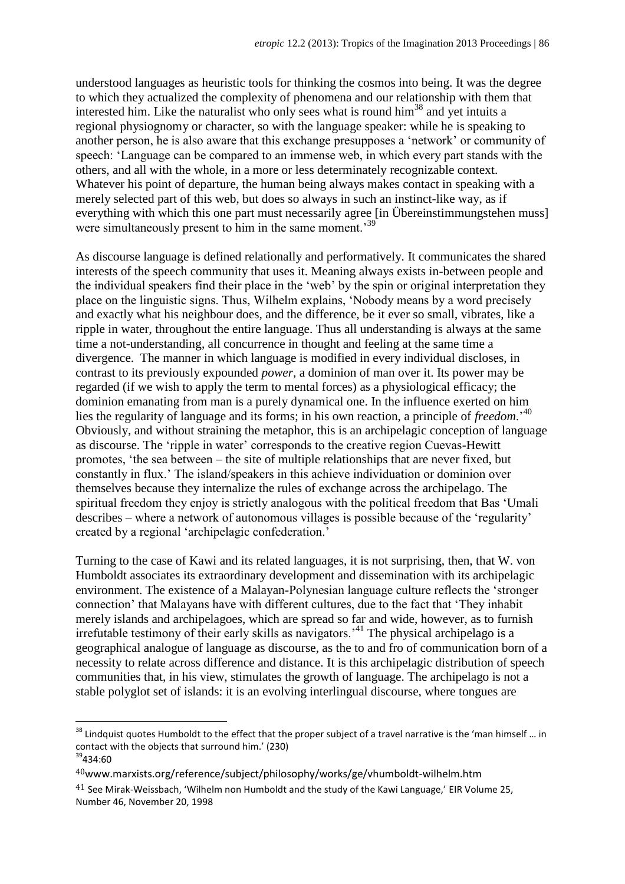understood languages as heuristic tools for thinking the cosmos into being. It was the degree to which they actualized the complexity of phenomena and our relationship with them that interested him. Like the naturalist who only sees what is round him[38] and yet intuits a regional physiognomy or character, so with the language speaker: while he is speaking to another person, he is also aware that this exchange presupposes a 'network' or community of speech: 'Language can be compared to an immense web, in which every part stands with the others, and all with the whole, in a more or less determinately recognizable context. Whatever his point of departure, the human being always makes contact in speaking with a merely selected part of this web, but does so always in such an instinct-like way, as if everything with which this one part must necessarily agree [in Übereinstimmungstehen muss] were simultaneously present to him in the same moment.'[39]

As discourse language is defined relationally and performatively. It communicates the shared interests of the speech community that uses it. Meaning always exists in-between people and the individual speakers find their place in the 'web' by the spin or original interpretation they place on the linguistic signs. Thus, Wilhelm explains, 'Nobody means by a word precisely and exactly what his neighbour does, and the difference, be it ever so small, vibrates, like a ripple in water, throughout the entire language. Thus all understanding is always at the same time a not-understanding, all concurrence in thought and feeling at the same time a divergence. The manner in which language is modified in every individual discloses, in contrast to its previously expounded *power*, a dominion of man over it. Its power may be regarded (if we wish to apply the term to mental forces) as a physiological efficacy; the dominion emanating from man is a purely dynamical one. In the influence exerted on him lies the regularity of language and its forms; in his own reaction, a principle of *freedom*.'[40] Obviously, and without straining the metaphor, this is an archipelagic conception of language as discourse. The 'ripple in water' corresponds to the creative region Cuevas-Hewitt promotes, 'the sea between – the site of multiple relationships that are never fixed, but constantly in flux.' The island/speakers in this achieve individuation or dominion over themselves because they internalize the rules of exchange across the archipelago. The spiritual freedom they enjoy is strictly analogous with the political freedom that Bas 'Umali describes – where a network of autonomous villages is possible because of the 'regularity' created by a regional 'archipelagic confederation.'

Turning to the case of Kawi and its related languages, it is not surprising, then, that W. von Humboldt associates its extraordinary development and dissemination with its archipelagic environment. The existence of a Malayan-Polynesian language culture reflects the 'stronger connection' that Malayans have with different cultures, due to the fact that 'They inhabit merely islands and archipelagoes, which are spread so far and wide, however, as to furnish irrefutable testimony of their early skills as navigators.'[41] The physical archipelago is a geographical analogue of language as discourse, as the to and fro of communication born of a necessity to relate across difference and distance. It is this archipelagic distribution of speech communities that, in his view, stimulates the growth of language. The archipelago is not a stable polyglot set of islands: it is an evolving interlingual discourse, where tongues are

---

[38] Lindquist quotes Humboldt to the effect that the proper subject of a travel narrative is the 'man himself … in contact with the objects that surround him.' (230)

[39] 434:60

[40] www.marxists.org/reference/subject/philosophy/works/ge/vhumboldt-wilhelm.htm

[41] See Mirak-Weissbach, 'Wilhelm non Humboldt and the study of the Kawi Language,' EIR Volume 25, Number 46, November 20, 1998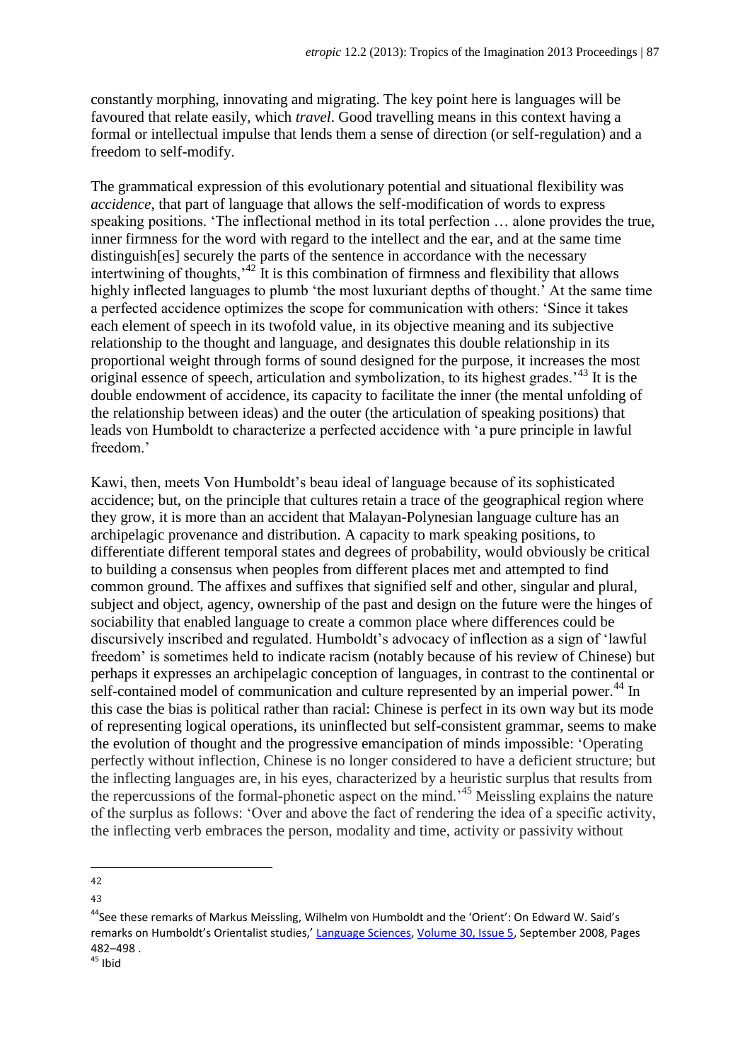constantly morphing, innovating and migrating. The key point here is languages will be favoured that relate easily, which *travel*. Good travelling means in this context having a formal or intellectual impulse that lends them a sense of direction (or self-regulation) and a freedom to self-modify.

The grammatical expression of this evolutionary potential and situational flexibility was *accidence*, that part of language that allows the self-modification of words to express speaking positions. 'The inflectional method in its total perfection … alone provides the true, inner firmness for the word with regard to the intellect and the ear, and at the same time distinguish[es] securely the parts of the sentence in accordance with the necessary intertwining of thoughts,'[42] It is this combination of firmness and flexibility that allows highly inflected languages to plumb 'the most luxuriant depths of thought.' At the same time a perfected accidence optimizes the scope for communication with others: 'Since it takes each element of speech in its twofold value, in its objective meaning and its subjective relationship to the thought and language, and designates this double relationship in its proportional weight through forms of sound designed for the purpose, it increases the most original essence of speech, articulation and symbolization, to its highest grades.'[43] It is the double endowment of accidence, its capacity to facilitate the inner (the mental unfolding of the relationship between ideas) and the outer (the articulation of speaking positions) that leads von Humboldt to characterize a perfected accidence with 'a pure principle in lawful freedom.'

Kawi, then, meets Von Humboldt's beau ideal of language because of its sophisticated accidence; but, on the principle that cultures retain a trace of the geographical region where they grow, it is more than an accident that Malayan-Polynesian language culture has an archipelagic provenance and distribution. A capacity to mark speaking positions, to differentiate different temporal states and degrees of probability, would obviously be critical to building a consensus when peoples from different places met and attempted to find common ground. The affixes and suffixes that signified self and other, singular and plural, subject and object, agency, ownership of the past and design on the future were the hinges of sociability that enabled language to create a common place where differences could be discursively inscribed and regulated. Humboldt's advocacy of inflection as a sign of 'lawful freedom' is sometimes held to indicate racism (notably because of his review of Chinese) but perhaps it expresses an archipelagic conception of languages, in contrast to the continental or self-contained model of communication and culture represented by an imperial power.[44] In this case the bias is political rather than racial: Chinese is perfect in its own way but its mode of representing logical operations, its uninflected but self-consistent grammar, seems to make the evolution of thought and the progressive emancipation of minds impossible: 'Operating perfectly without inflection, Chinese is no longer considered to have a deficient structure; but the inflecting languages are, in his eyes, characterized by a heuristic surplus that results from the repercussions of the formal-phonetic aspect on the mind.'[45] Meissling explains the nature of the surplus as follows: 'Over and above the fact of rendering the idea of a specific activity, the inflecting verb embraces the person, modality and time, activity or passivity without

---

42

43

[44] See these remarks of Markus Meissling, Wilhelm von Humboldt and the 'Orient': On Edward W. Said's remarks on Humboldt's Orientalist studies,' Language Sciences, Volume 30, Issue 5, September 2008, Pages 482–498 .

[45] Ibid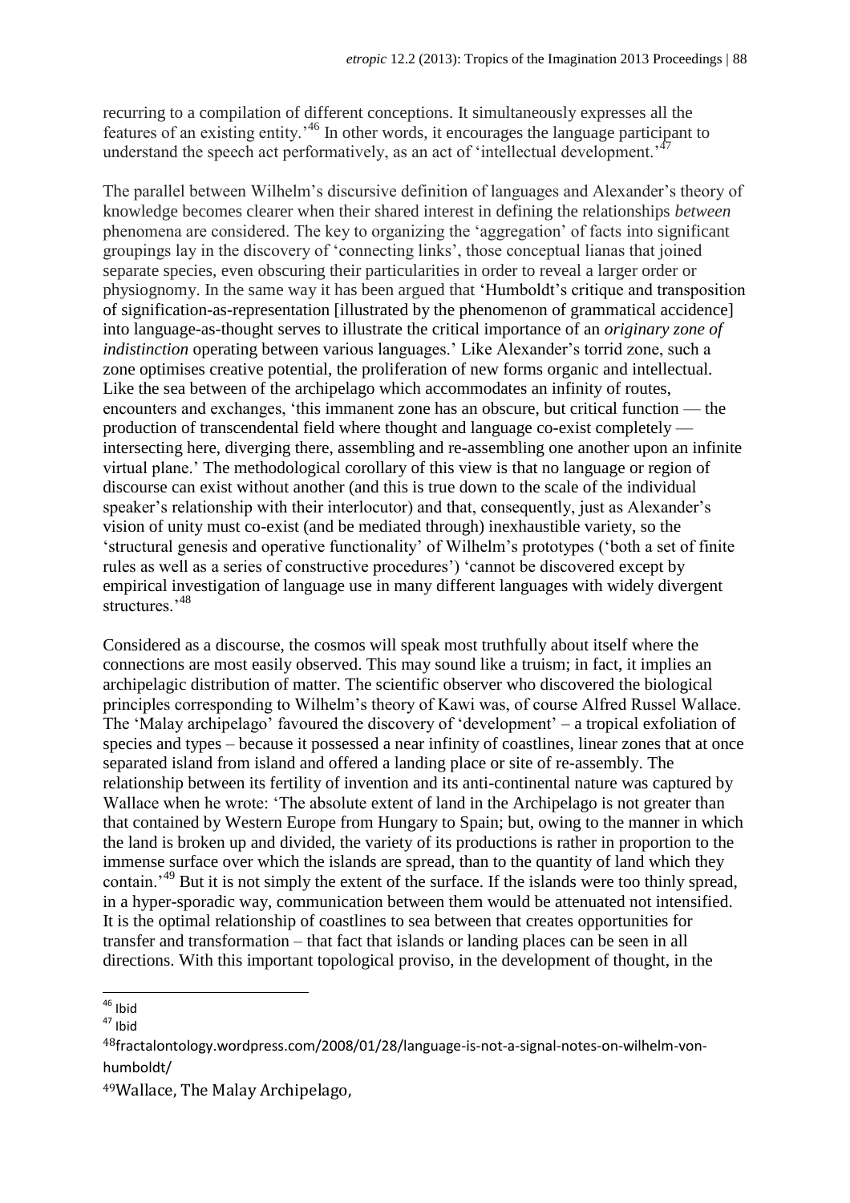recurring to a compilation of different conceptions. It simultaneously expresses all the features of an existing entity.'[46] In other words, it encourages the language participant to understand the speech act performatively, as an act of 'intellectual development.'[47]

The parallel between Wilhelm's discursive definition of languages and Alexander's theory of knowledge becomes clearer when their shared interest in defining the relationships *between* phenomena are considered. The key to organizing the 'aggregation' of facts into significant groupings lay in the discovery of 'connecting links', those conceptual lianas that joined separate species, even obscuring their particularities in order to reveal a larger order or physiognomy. In the same way it has been argued that 'Humboldt's critique and transposition of signification-as-representation [illustrated by the phenomenon of grammatical accidence] into language-as-thought serves to illustrate the critical importance of an *originary zone of indistinction* operating between various languages.' Like Alexander's torrid zone, such a zone optimises creative potential, the proliferation of new forms organic and intellectual. Like the sea between of the archipelago which accommodates an infinity of routes, encounters and exchanges, 'this immanent zone has an obscure, but critical function — the production of transcendental field where thought and language co-exist completely — intersecting here, diverging there, assembling and re-assembling one another upon an infinite virtual plane.' The methodological corollary of this view is that no language or region of discourse can exist without another (and this is true down to the scale of the individual speaker's relationship with their interlocutor) and that, consequently, just as Alexander's vision of unity must co-exist (and be mediated through) inexhaustible variety, so the 'structural genesis and operative functionality' of Wilhelm's prototypes ('both a set of finite rules as well as a series of constructive procedures') 'cannot be discovered except by empirical investigation of language use in many different languages with widely divergent structures.'[48]

Considered as a discourse, the cosmos will speak most truthfully about itself where the connections are most easily observed. This may sound like a truism; in fact, it implies an archipelagic distribution of matter. The scientific observer who discovered the biological principles corresponding to Wilhelm's theory of Kawi was, of course Alfred Russel Wallace. The 'Malay archipelago' favoured the discovery of 'development' – a tropical exfoliation of species and types – because it possessed a near infinity of coastlines, linear zones that at once separated island from island and offered a landing place or site of re-assembly. The relationship between its fertility of invention and its anti-continental nature was captured by Wallace when he wrote: 'The absolute extent of land in the Archipelago is not greater than that contained by Western Europe from Hungary to Spain; but, owing to the manner in which the land is broken up and divided, the variety of its productions is rather in proportion to the immense surface over which the islands are spread, than to the quantity of land which they contain.'[49] But it is not simply the extent of the surface. If the islands were too thinly spread, in a hyper-sporadic way, communication between them would be attenuated not intensified. It is the optimal relationship of coastlines to sea between that creates opportunities for transfer and transformation – that fact that islands or landing places can be seen in all directions. With this important topological proviso, in the development of thought, in the

---

[46] Ibid

[47] Ibid

[48] fractalontology.wordpress.com/2008/01/28/language-is-not-a-signal-notes-on-wilhelm-von-humboldt/

[49] Wallace, The Malay Archipelago,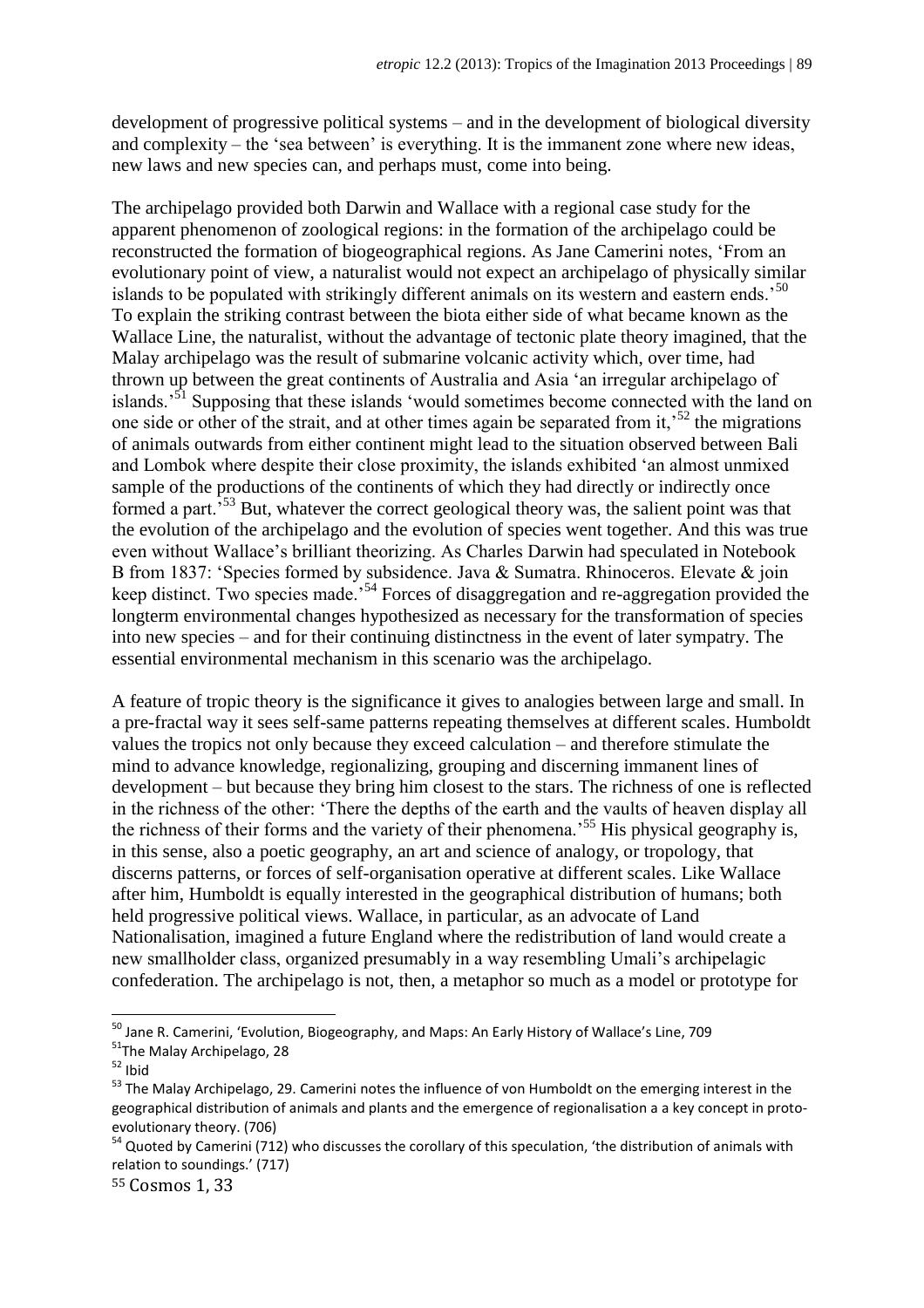development of progressive political systems – and in the development of biological diversity and complexity – the 'sea between' is everything. It is the immanent zone where new ideas, new laws and new species can, and perhaps must, come into being.

The archipelago provided both Darwin and Wallace with a regional case study for the apparent phenomenon of zoological regions: in the formation of the archipelago could be reconstructed the formation of biogeographical regions. As Jane Camerini notes, 'From an evolutionary point of view, a naturalist would not expect an archipelago of physically similar islands to be populated with strikingly different animals on its western and eastern ends.'[50] To explain the striking contrast between the biota either side of what became known as the Wallace Line, the naturalist, without the advantage of tectonic plate theory imagined, that the Malay archipelago was the result of submarine volcanic activity which, over time, had thrown up between the great continents of Australia and Asia 'an irregular archipelago of islands.'[51] Supposing that these islands 'would sometimes become connected with the land on one side or other of the strait, and at other times again be separated from it,'[52] the migrations of animals outwards from either continent might lead to the situation observed between Bali and Lombok where despite their close proximity, the islands exhibited 'an almost unmixed sample of the productions of the continents of which they had directly or indirectly once formed a part.'[53] But, whatever the correct geological theory was, the salient point was that the evolution of the archipelago and the evolution of species went together. And this was true even without Wallace's brilliant theorizing. As Charles Darwin had speculated in Notebook B from 1837: 'Species formed by subsidence. Java & Sumatra. Rhinoceros. Elevate & join keep distinct. Two species made.'[54] Forces of disaggregation and re-aggregation provided the longterm environmental changes hypothesized as necessary for the transformation of species into new species – and for their continuing distinctness in the event of later sympatry. The essential environmental mechanism in this scenario was the archipelago.

A feature of tropic theory is the significance it gives to analogies between large and small. In a pre-fractal way it sees self-same patterns repeating themselves at different scales. Humboldt values the tropics not only because they exceed calculation – and therefore stimulate the mind to advance knowledge, regionalizing, grouping and discerning immanent lines of development – but because they bring him closest to the stars. The richness of one is reflected in the richness of the other: 'There the depths of the earth and the vaults of heaven display all the richness of their forms and the variety of their phenomena.'[55] His physical geography is, in this sense, also a poetic geography, an art and science of analogy, or tropology, that discerns patterns, or forces of self-organisation operative at different scales. Like Wallace after him, Humboldt is equally interested in the geographical distribution of humans; both held progressive political views. Wallace, in particular, as an advocate of Land Nationalisation, imagined a future England where the redistribution of land would create a new smallholder class, organized presumably in a way resembling Umali's archipelagic confederation. The archipelago is not, then, a metaphor so much as a model or prototype for

---

[50] Jane R. Camerini, 'Evolution, Biogeography, and Maps: An Early History of Wallace's Line, 709

[51] The Malay Archipelago, 28

[52] Ibid

[53] The Malay Archipelago, 29. Camerini notes the influence of von Humboldt on the emerging interest in the geographical distribution of animals and plants and the emergence of regionalisation a a key concept in proto-evolutionary theory. (706)

[54] Quoted by Camerini (712) who discusses the corollary of this speculation, 'the distribution of animals with relation to soundings.' (717)

[55] Cosmos 1, 33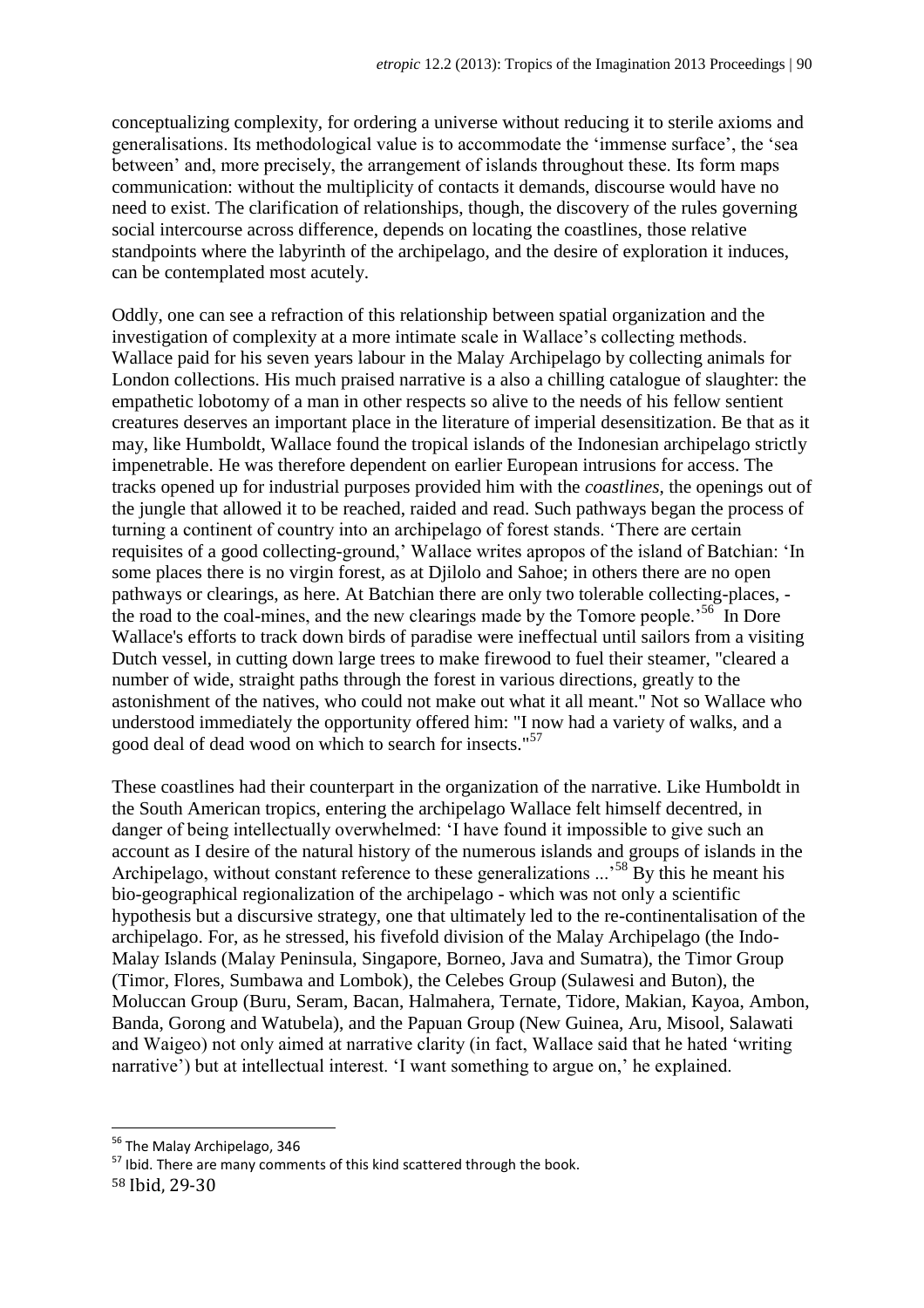conceptualizing complexity, for ordering a universe without reducing it to sterile axioms and generalisations. Its methodological value is to accommodate the 'immense surface', the 'sea between' and, more precisely, the arrangement of islands throughout these. Its form maps communication: without the multiplicity of contacts it demands, discourse would have no need to exist. The clarification of relationships, though, the discovery of the rules governing social intercourse across difference, depends on locating the coastlines, those relative standpoints where the labyrinth of the archipelago, and the desire of exploration it induces, can be contemplated most acutely.

Oddly, one can see a refraction of this relationship between spatial organization and the investigation of complexity at a more intimate scale in Wallace's collecting methods. Wallace paid for his seven years labour in the Malay Archipelago by collecting animals for London collections. His much praised narrative is a also a chilling catalogue of slaughter: the empathetic lobotomy of a man in other respects so alive to the needs of his fellow sentient creatures deserves an important place in the literature of imperial desensitization. Be that as it may, like Humboldt, Wallace found the tropical islands of the Indonesian archipelago strictly impenetrable. He was therefore dependent on earlier European intrusions for access. The tracks opened up for industrial purposes provided him with the *coastlines*, the openings out of the jungle that allowed it to be reached, raided and read. Such pathways began the process of turning a continent of country into an archipelago of forest stands. 'There are certain requisites of a good collecting-ground,' Wallace writes apropos of the island of Batchian: 'In some places there is no virgin forest, as at Djilolo and Sahoe; in others there are no open pathways or clearings, as here. At Batchian there are only two tolerable collecting-places, - the road to the coal-mines, and the new clearings made by the Tomore people.'[56] In Dore Wallace's efforts to track down birds of paradise were ineffectual until sailors from a visiting Dutch vessel, in cutting down large trees to make firewood to fuel their steamer, "cleared a number of wide, straight paths through the forest in various directions, greatly to the astonishment of the natives, who could not make out what it all meant." Not so Wallace who understood immediately the opportunity offered him: "I now had a variety of walks, and a good deal of dead wood on which to search for insects."[57]

These coastlines had their counterpart in the organization of the narrative. Like Humboldt in the South American tropics, entering the archipelago Wallace felt himself decentred, in danger of being intellectually overwhelmed: 'I have found it impossible to give such an account as I desire of the natural history of the numerous islands and groups of islands in the Archipelago, without constant reference to these generalizations ...'[58] By this he meant his bio-geographical regionalization of the archipelago - which was not only a scientific hypothesis but a discursive strategy, one that ultimately led to the re-continentalisation of the archipelago. For, as he stressed, his fivefold division of the Malay Archipelago (the Indo-Malay Islands (Malay Peninsula, Singapore, Borneo, Java and Sumatra), the Timor Group (Timor, Flores, Sumbawa and Lombok), the Celebes Group (Sulawesi and Buton), the Moluccan Group (Buru, Seram, Bacan, Halmahera, Ternate, Tidore, Makian, Kayoa, Ambon, Banda, Gorong and Watubela), and the Papuan Group (New Guinea, Aru, Misool, Salawati and Waigeo) not only aimed at narrative clarity (in fact, Wallace said that he hated 'writing narrative') but at intellectual interest. 'I want something to argue on,' he explained.

---

[56] The Malay Archipelago, 346

[57] Ibid. There are many comments of this kind scattered through the book.

[58] Ibid, 29-30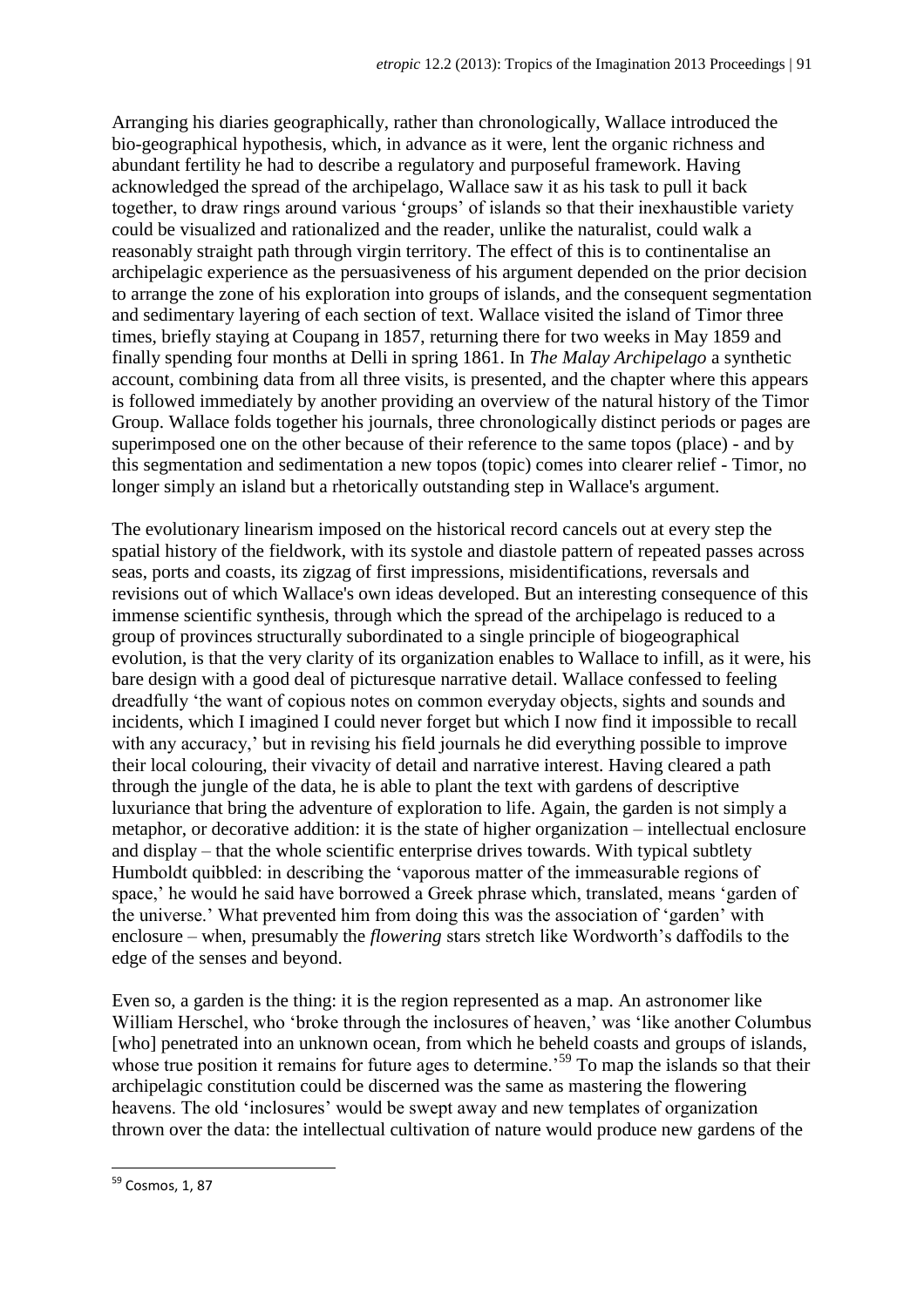Arranging his diaries geographically, rather than chronologically, Wallace introduced the bio-geographical hypothesis, which, in advance as it were, lent the organic richness and abundant fertility he had to describe a regulatory and purposeful framework. Having acknowledged the spread of the archipelago, Wallace saw it as his task to pull it back together, to draw rings around various 'groups' of islands so that their inexhaustible variety could be visualized and rationalized and the reader, unlike the naturalist, could walk a reasonably straight path through virgin territory. The effect of this is to continentalise an archipelagic experience as the persuasiveness of his argument depended on the prior decision to arrange the zone of his exploration into groups of islands, and the consequent segmentation and sedimentary layering of each section of text. Wallace visited the island of Timor three times, briefly staying at Coupang in 1857, returning there for two weeks in May 1859 and finally spending four months at Delli in spring 1861. In *The Malay Archipelago* a synthetic account, combining data from all three visits, is presented, and the chapter where this appears is followed immediately by another providing an overview of the natural history of the Timor Group. Wallace folds together his journals, three chronologically distinct periods or pages are superimposed one on the other because of their reference to the same topos (place) - and by this segmentation and sedimentation a new topos (topic) comes into clearer relief - Timor, no longer simply an island but a rhetorically outstanding step in Wallace's argument.

The evolutionary linearism imposed on the historical record cancels out at every step the spatial history of the fieldwork, with its systole and diastole pattern of repeated passes across seas, ports and coasts, its zigzag of first impressions, misidentifications, reversals and revisions out of which Wallace's own ideas developed. But an interesting consequence of this immense scientific synthesis, through which the spread of the archipelago is reduced to a group of provinces structurally subordinated to a single principle of biogeographical evolution, is that the very clarity of its organization enables to Wallace to infill, as it were, his bare design with a good deal of picturesque narrative detail. Wallace confessed to feeling dreadfully 'the want of copious notes on common everyday objects, sights and sounds and incidents, which I imagined I could never forget but which I now find it impossible to recall with any accuracy,' but in revising his field journals he did everything possible to improve their local colouring, their vivacity of detail and narrative interest. Having cleared a path through the jungle of the data, he is able to plant the text with gardens of descriptive luxuriance that bring the adventure of exploration to life. Again, the garden is not simply a metaphor, or decorative addition: it is the state of higher organization – intellectual enclosure and display – that the whole scientific enterprise drives towards. With typical subtlety Humboldt quibbled: in describing the 'vaporous matter of the immeasurable regions of space,' he would he said have borrowed a Greek phrase which, translated, means 'garden of the universe.' What prevented him from doing this was the association of 'garden' with enclosure – when, presumably the *flowering* stars stretch like Wordworth's daffodils to the edge of the senses and beyond.

Even so, a garden is the thing: it is the region represented as a map. An astronomer like William Herschel, who 'broke through the inclosures of heaven,' was 'like another Columbus [who] penetrated into an unknown ocean, from which he beheld coasts and groups of islands, whose true position it remains for future ages to determine.'[59] To map the islands so that their archipelagic constitution could be discerned was the same as mastering the flowering heavens. The old 'inclosures' would be swept away and new templates of organization thrown over the data: the intellectual cultivation of nature would produce new gardens of the

---

[59] Cosmos, 1, 87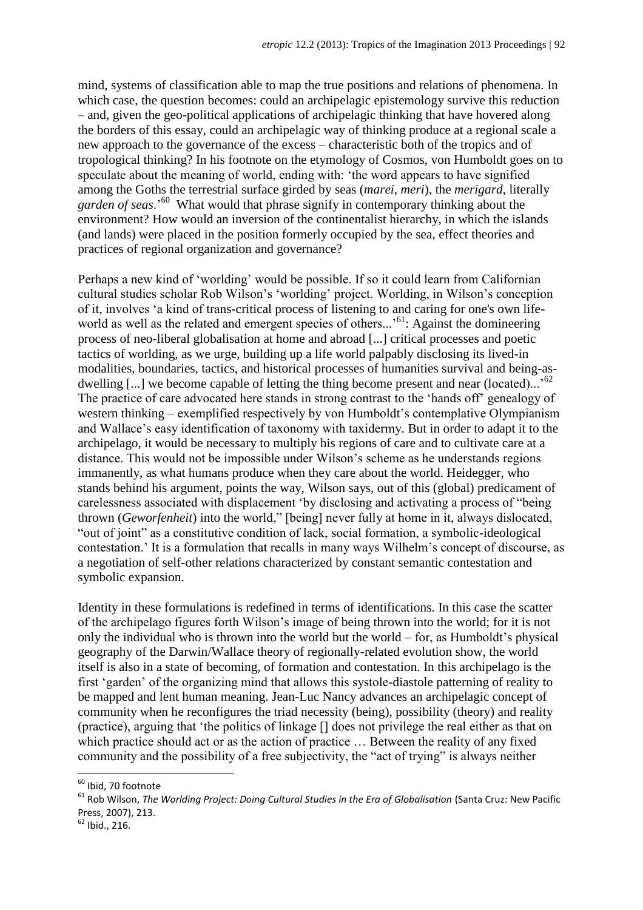mind, systems of classification able to map the true positions and relations of phenomena. In which case, the question becomes: could an archipelagic epistemology survive this reduction – and, given the geo-political applications of archipelagic thinking that have hovered along the borders of this essay, could an archipelagic way of thinking produce at a regional scale a new approach to the governance of the excess – characteristic both of the tropics and of tropological thinking? In his footnote on the etymology of Cosmos, von Humboldt goes on to speculate about the meaning of world, ending with: 'the word appears to have signified among the Goths the terrestrial surface girded by seas (*marei*, *meri*), the *merigard*, literally *garden of seas*.'[60] What would that phrase signify in contemporary thinking about the environment? How would an inversion of the continentalist hierarchy, in which the islands (and lands) were placed in the position formerly occupied by the sea, effect theories and practices of regional organization and governance?

Perhaps a new kind of 'worlding' would be possible. If so it could learn from Californian cultural studies scholar Rob Wilson's 'worlding' project. Worlding, in Wilson's conception of it, involves 'a kind of trans-critical process of listening to and caring for one's own life-world as well as the related and emergent species of others...'[61]: Against the domineering process of neo-liberal globalisation at home and abroad [...] critical processes and poetic tactics of worlding, as we urge, building up a life world palpably disclosing its lived-in modalities, boundaries, tactics, and historical processes of humanities survival and being-as-dwelling [...] we become capable of letting the thing become present and near (located)...'[62] The practice of care advocated here stands in strong contrast to the 'hands off' genealogy of western thinking – exemplified respectively by von Humboldt's contemplative Olympianism and Wallace's easy identification of taxonomy with taxidermy. But in order to adapt it to the archipelago, it would be necessary to multiply his regions of care and to cultivate care at a distance. This would not be impossible under Wilson's scheme as he understands regions immanently, as what humans produce when they care about the world. Heidegger, who stands behind his argument, points the way, Wilson says, out of this (global) predicament of carelessness associated with displacement 'by disclosing and activating a process of "being thrown (*Geworfenheit*) into the world," [being] never fully at home in it, always dislocated, "out of joint" as a constitutive condition of lack, social formation, a symbolic-ideological contestation.' It is a formulation that recalls in many ways Wilhelm's concept of discourse, as a negotiation of self-other relations characterized by constant semantic contestation and symbolic expansion.

Identity in these formulations is redefined in terms of identifications. In this case the scatter of the archipelago figures forth Wilson's image of being thrown into the world; for it is not only the individual who is thrown into the world but the world – for, as Humboldt's physical geography of the Darwin/Wallace theory of regionally-related evolution show, the world itself is also in a state of becoming, of formation and contestation. In this archipelago is the first 'garden' of the organizing mind that allows this systole-diastole patterning of reality to be mapped and lent human meaning. Jean-Luc Nancy advances an archipelagic concept of community when he reconfigures the triad necessity (being), possibility (theory) and reality (practice), arguing that 'the politics of linkage [] does not privilege the real either as that on which practice should act or as the action of practice … Between the reality of any fixed community and the possibility of a free subjectivity, the "act of trying" is always neither

---

[60] Ibid, 70 footnote

[61] Rob Wilson, *The Worlding Project: Doing Cultural Studies in the Era of Globalisation* (Santa Cruz: New Pacific Press, 2007), 213.

[62] Ibid., 216.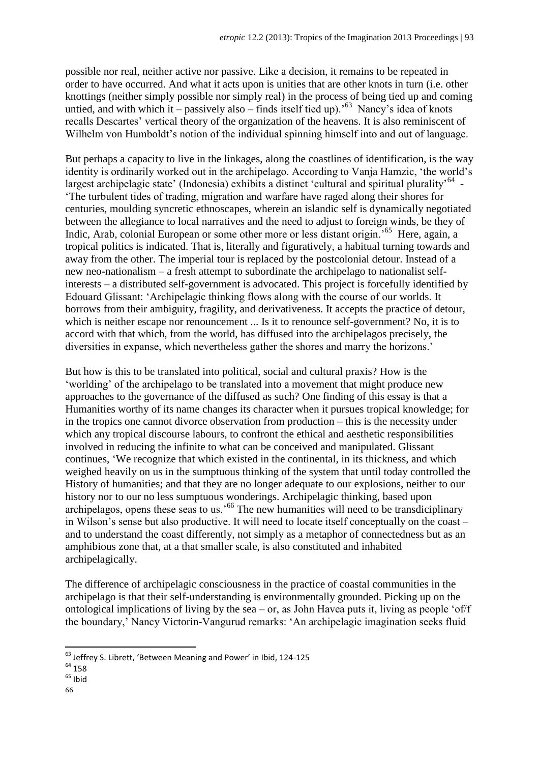possible nor real, neither active nor passive. Like a decision, it remains to be repeated in order to have occurred. And what it acts upon is unities that are other knots in turn (i.e. other knottings (neither simply possible nor simply real) in the process of being tied up and coming untied, and with which it – passively also – finds itself tied up).'[63] Nancy's idea of knots recalls Descartes' vertical theory of the organization of the heavens. It is also reminiscent of Wilhelm von Humboldt's notion of the individual spinning himself into and out of language.

But perhaps a capacity to live in the linkages, along the coastlines of identification, is the way identity is ordinarily worked out in the archipelago. According to Vanja Hamzic, 'the world's largest archipelagic state' (Indonesia) exhibits a distinct 'cultural and spiritual plurality'[64] - 'The turbulent tides of trading, migration and warfare have raged along their shores for centuries, moulding syncretic ethnoscapes, wherein an islandic self is dynamically negotiated between the allegiance to local narratives and the need to adjust to foreign winds, be they of Indic, Arab, colonial European or some other more or less distant origin.'[65] Here, again, a tropical politics is indicated. That is, literally and figuratively, a habitual turning towards and away from the other. The imperial tour is replaced by the postcolonial detour. Instead of a new neo-nationalism – a fresh attempt to subordinate the archipelago to nationalist self-interests – a distributed self-government is advocated. This project is forcefully identified by Edouard Glissant: 'Archipelagic thinking flows along with the course of our worlds. It borrows from their ambiguity, fragility, and derivativeness. It accepts the practice of detour, which is neither escape nor renouncement ... Is it to renounce self-government? No, it is to accord with that which, from the world, has diffused into the archipelagos precisely, the diversities in expanse, which nevertheless gather the shores and marry the horizons.'

But how is this to be translated into political, social and cultural praxis? How is the 'worlding' of the archipelago to be translated into a movement that might produce new approaches to the governance of the diffused as such? One finding of this essay is that a Humanities worthy of its name changes its character when it pursues tropical knowledge; for in the tropics one cannot divorce observation from production – this is the necessity under which any tropical discourse labours, to confront the ethical and aesthetic responsibilities involved in reducing the infinite to what can be conceived and manipulated. Glissant continues, 'We recognize that which existed in the continental, in its thickness, and which weighed heavily on us in the sumptuous thinking of the system that until today controlled the History of humanities; and that they are no longer adequate to our explosions, neither to our history nor to our no less sumptuous wonderings. Archipelagic thinking, based upon archipelagos, opens these seas to us.'[66] The new humanities will need to be transdiciplinary in Wilson's sense but also productive. It will need to locate itself conceptually on the coast – and to understand the coast differently, not simply as a metaphor of connectedness but as an amphibious zone that, at a that smaller scale, is also constituted and inhabited archipelagically.

The difference of archipelagic consciousness in the practice of coastal communities in the archipelago is that their self-understanding is environmentally grounded. Picking up on the ontological implications of living by the sea – or, as John Havea puts it, living as people 'of/f the boundary,' Nancy Victorin-Vangurud remarks: 'An archipelagic imagination seeks fluid

---

[63] Jeffrey S. Librett, 'Between Meaning and Power' in Ibid, 124-125

[64] 158

[65] Ibid

[66]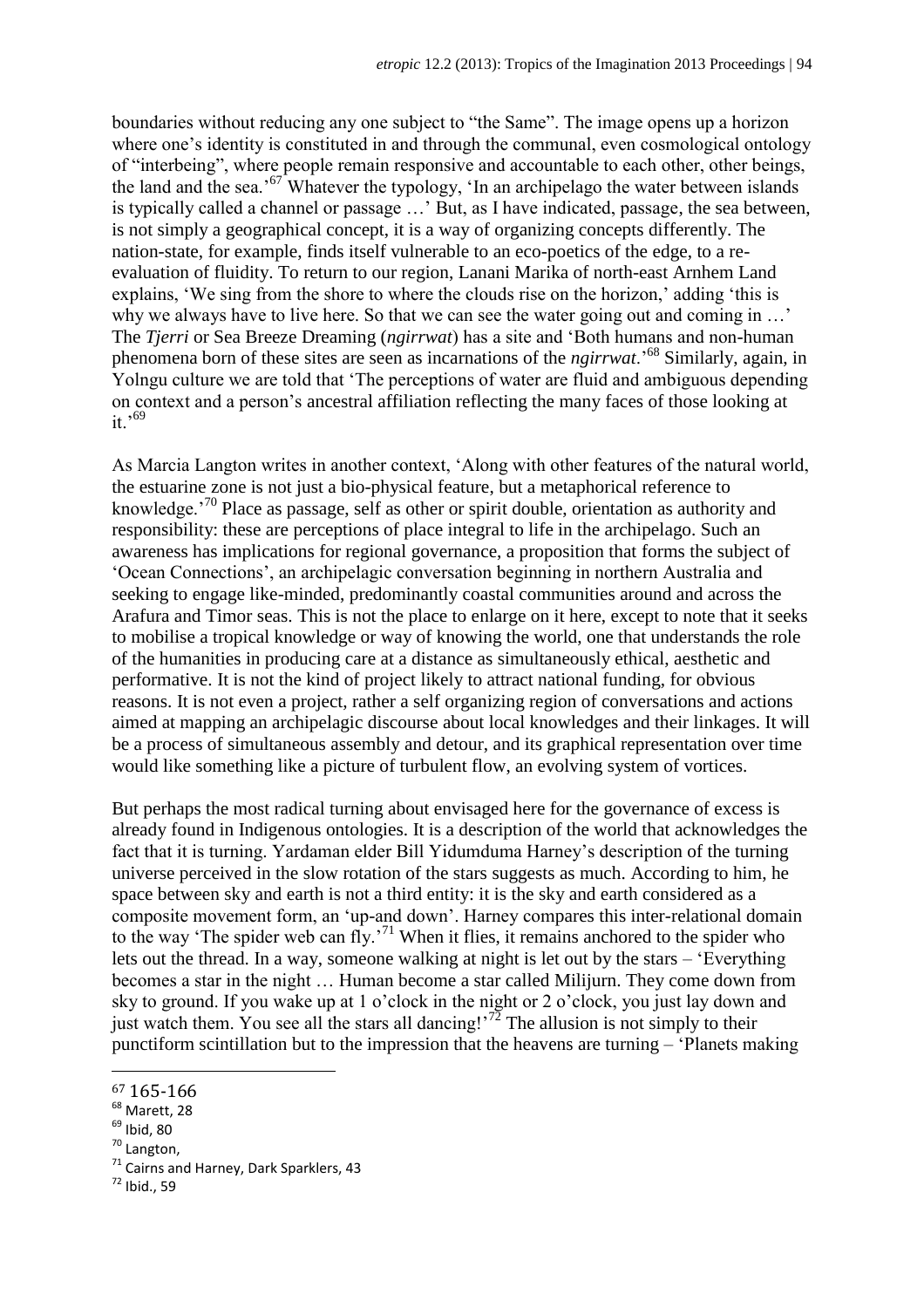boundaries without reducing any one subject to "the Same". The image opens up a horizon where one's identity is constituted in and through the communal, even cosmological ontology of "interbeing", where people remain responsive and accountable to each other, other beings, the land and the sea.'[67] Whatever the typology, 'In an archipelago the water between islands is typically called a channel or passage …' But, as I have indicated, passage, the sea between, is not simply a geographical concept, it is a way of organizing concepts differently. The nation-state, for example, finds itself vulnerable to an eco-poetics of the edge, to a re-evaluation of fluidity. To return to our region, Lanani Marika of north-east Arnhem Land explains, 'We sing from the shore to where the clouds rise on the horizon,' adding 'this is why we always have to live here. So that we can see the water going out and coming in …' The *Tjerri* or Sea Breeze Dreaming (*ngirrwat*) has a site and 'Both humans and non-human phenomena born of these sites are seen as incarnations of the *ngirrwat*.'[68] Similarly, again, in Yolngu culture we are told that 'The perceptions of water are fluid and ambiguous depending on context and a person's ancestral affiliation reflecting the many faces of those looking at it.'[69]

As Marcia Langton writes in another context, 'Along with other features of the natural world, the estuarine zone is not just a bio-physical feature, but a metaphorical reference to knowledge.'[70] Place as passage, self as other or spirit double, orientation as authority and responsibility: these are perceptions of place integral to life in the archipelago. Such an awareness has implications for regional governance, a proposition that forms the subject of 'Ocean Connections', an archipelagic conversation beginning in northern Australia and seeking to engage like-minded, predominantly coastal communities around and across the Arafura and Timor seas. This is not the place to enlarge on it here, except to note that it seeks to mobilise a tropical knowledge or way of knowing the world, one that understands the role of the humanities in producing care at a distance as simultaneously ethical, aesthetic and performative. It is not the kind of project likely to attract national funding, for obvious reasons. It is not even a project, rather a self organizing region of conversations and actions aimed at mapping an archipelagic discourse about local knowledges and their linkages. It will be a process of simultaneous assembly and detour, and its graphical representation over time would like something like a picture of turbulent flow, an evolving system of vortices.

But perhaps the most radical turning about envisaged here for the governance of excess is already found in Indigenous ontologies. It is a description of the world that acknowledges the fact that it is turning. Yardaman elder Bill Yidumduma Harney's description of the turning universe perceived in the slow rotation of the stars suggests as much. According to him, he space between sky and earth is not a third entity: it is the sky and earth considered as a composite movement form, an 'up-and down'. Harney compares this inter-relational domain to the way 'The spider web can fly.'[71] When it flies, it remains anchored to the spider who lets out the thread. In a way, someone walking at night is let out by the stars – 'Everything becomes a star in the night … Human become a star called Milijurn. They come down from sky to ground. If you wake up at 1 o'clock in the night or 2 o'clock, you just lay down and just watch them. You see all the stars all dancing!'[72] The allusion is not simply to their punctiform scintillation but to the impression that the heavens are turning – 'Planets making

[67] 165-166
[68] Marett, 28
[69] Ibid, 80
[70] Langton,
[71] Cairns and Harney, Dark Sparklers, 43
[72] Ibid., 59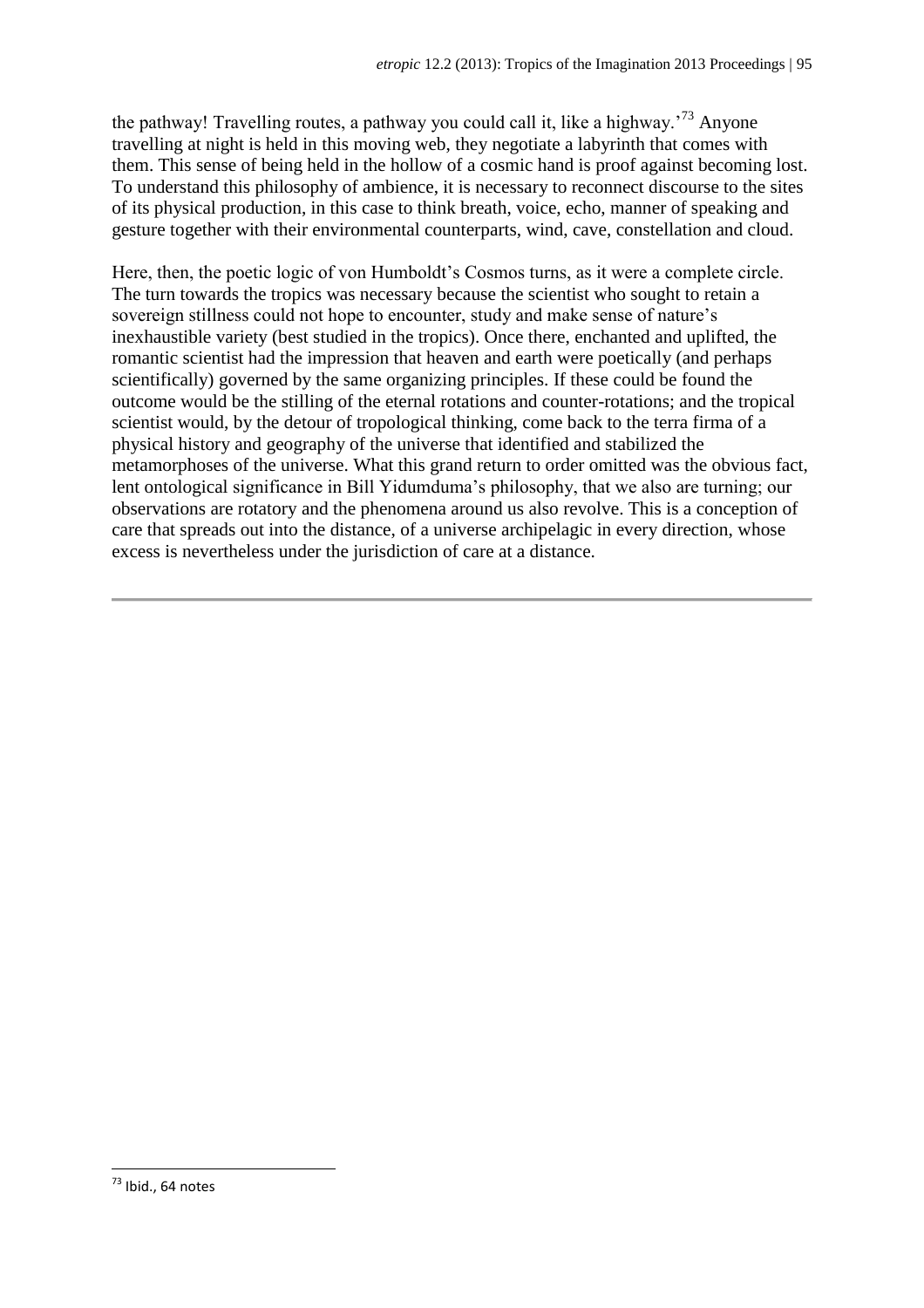the pathway! Travelling routes, a pathway you could call it, like a highway.'[73] Anyone travelling at night is held in this moving web, they negotiate a labyrinth that comes with them. This sense of being held in the hollow of a cosmic hand is proof against becoming lost. To understand this philosophy of ambience, it is necessary to reconnect discourse to the sites of its physical production, in this case to think breath, voice, echo, manner of speaking and gesture together with their environmental counterparts, wind, cave, constellation and cloud.

Here, then, the poetic logic of von Humboldt's Cosmos turns, as it were a complete circle. The turn towards the tropics was necessary because the scientist who sought to retain a sovereign stillness could not hope to encounter, study and make sense of nature's inexhaustible variety (best studied in the tropics). Once there, enchanted and uplifted, the romantic scientist had the impression that heaven and earth were poetically (and perhaps scientifically) governed by the same organizing principles. If these could be found the outcome would be the stilling of the eternal rotations and counter-rotations; and the tropical scientist would, by the detour of tropological thinking, come back to the terra firma of a physical history and geography of the universe that identified and stabilized the metamorphoses of the universe. What this grand return to order omitted was the obvious fact, lent ontological significance in Bill Yidumduma's philosophy, that we also are turning; our observations are rotatory and the phenomena around us also revolve. This is a conception of care that spreads out into the distance, of a universe archipelagic in every direction, whose excess is nevertheless under the jurisdiction of care at a distance.

---

[73] Ibid., 64 notes